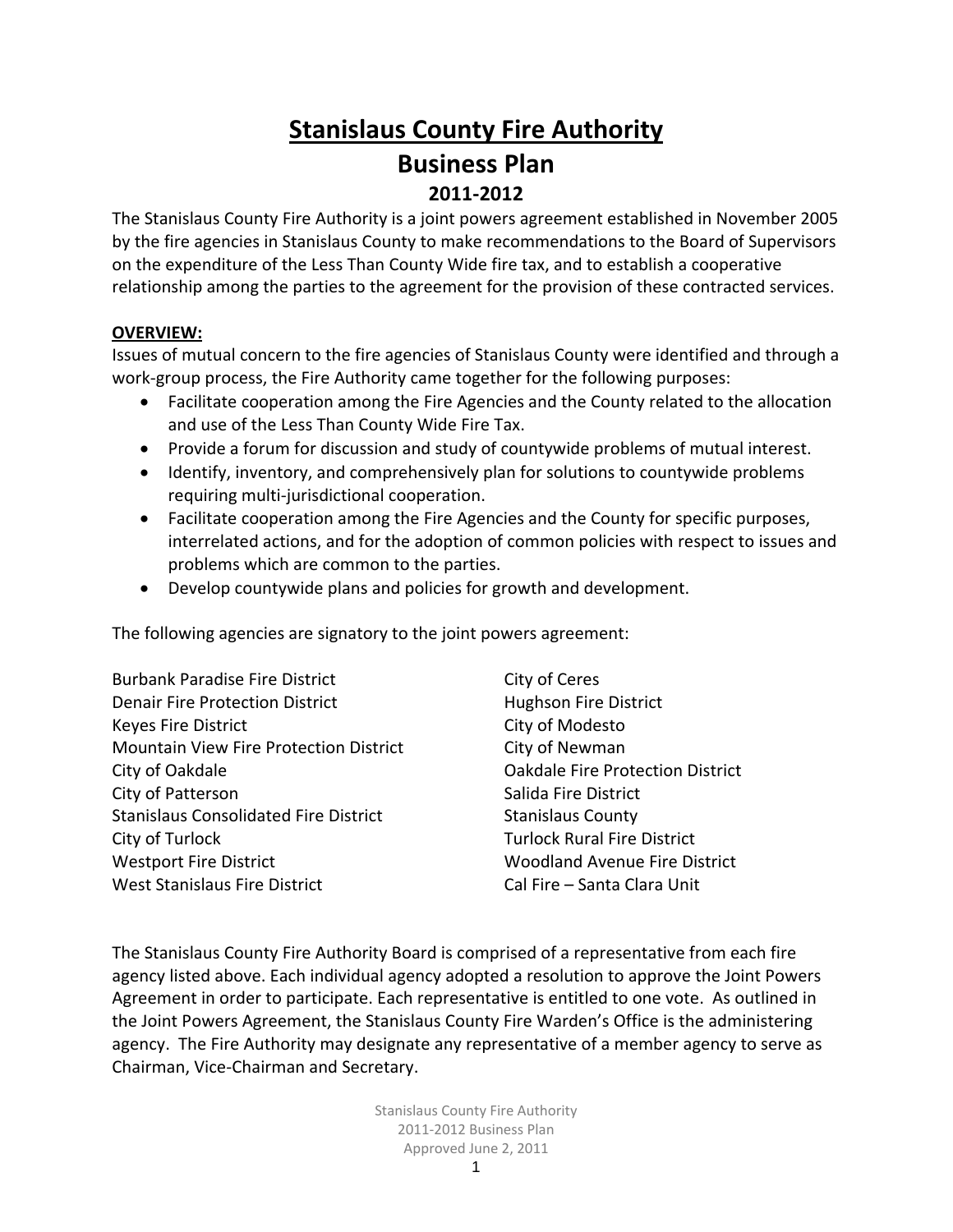# Stanislaus County Fire Authority

## Business Plan

### 2011-2012

The Stanislaus County Fire Authority is a joint powers agreement established in November 2005 by the fire agencies in Stanislaus County to make recommendations to the Board of Supervisors on the expenditure of the Less Than County Wide fire tax, and to establish a cooperative relationship among the parties to the agreement for the provision of these contracted services.

**OVERVIEW:**

Issues of mutual concern to the fire agencies of Stanislaus County were identified and through a work-group process, the Fire Authority came together for the following purposes:

- Facilitate cooperation among the Fire Agencies and the County related to the allocation and use of the Less Than County Wide Fire Tax.
- Provide a forum for discussion and study of countywide problems of mutual interest.
- Identify, inventory, and comprehensively plan for solutions to countywide problems requiring multi-jurisdictional cooperation.
- Facilitate cooperation among the Fire Agencies and the County for specific purposes, interrelated actions, and for the adoption of common policies with respect to issues and problems which are common to the parties.
- Develop countywide plans and policies for growth and development.

The following agencies are signatory to the joint powers agreement:

Burbank Paradise Fire District
Denair Fire Protection District
Keyes Fire District
Mountain View Fire Protection District
City of Oakdale
City of Patterson
Stanislaus Consolidated Fire District
City of Turlock
Westport Fire District
West Stanislaus Fire District
City of Ceres
Hughson Fire District
City of Modesto
City of Newman
Oakdale Fire Protection District
Salida Fire District
Stanislaus County
Turlock Rural Fire District
Woodland Avenue Fire District
Cal Fire – Santa Clara Unit

The Stanislaus County Fire Authority Board is comprised of a representative from each fire agency listed above. Each individual agency adopted a resolution to approve the Joint Powers Agreement in order to participate. Each representative is entitled to one vote. As outlined in the Joint Powers Agreement, the Stanislaus County Fire Warden's Office is the administering agency. The Fire Authority may designate any representative of a member agency to serve as Chairman, Vice-Chairman and Secretary.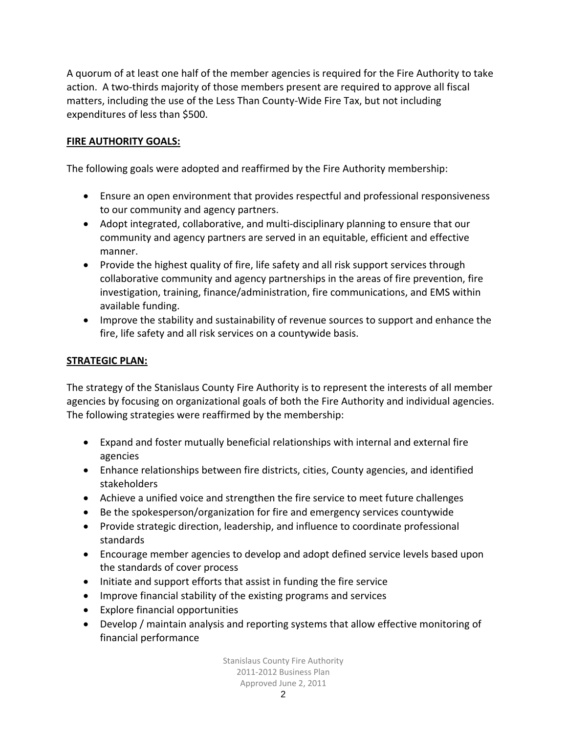A quorum of at least one half of the member agencies is required for the Fire Authority to take action. A two-thirds majority of those members present are required to approve all fiscal matters, including the use of the Less Than County-Wide Fire Tax, but not including expenditures of less than $500.

## **FIRE AUTHORITY GOALS:**

The following goals were adopted and reaffirmed by the Fire Authority membership:

- Ensure an open environment that provides respectful and professional responsiveness to our community and agency partners.
- Adopt integrated, collaborative, and multi-disciplinary planning to ensure that our community and agency partners are served in an equitable, efficient and effective manner.
- Provide the highest quality of fire, life safety and all risk support services through collaborative community and agency partnerships in the areas of fire prevention, fire investigation, training, finance/administration, fire communications, and EMS within available funding.
- Improve the stability and sustainability of revenue sources to support and enhance the fire, life safety and all risk services on a countywide basis.

## **STRATEGIC PLAN:**

The strategy of the Stanislaus County Fire Authority is to represent the interests of all member agencies by focusing on organizational goals of both the Fire Authority and individual agencies. The following strategies were reaffirmed by the membership:

- Expand and foster mutually beneficial relationships with internal and external fire agencies
- Enhance relationships between fire districts, cities, County agencies, and identified stakeholders
- Achieve a unified voice and strengthen the fire service to meet future challenges
- Be the spokesperson/organization for fire and emergency services countywide
- Provide strategic direction, leadership, and influence to coordinate professional standards
- Encourage member agencies to develop and adopt defined service levels based upon the standards of cover process
- Initiate and support efforts that assist in funding the fire service
- Improve financial stability of the existing programs and services
- Explore financial opportunities
- Develop / maintain analysis and reporting systems that allow effective monitoring of financial performance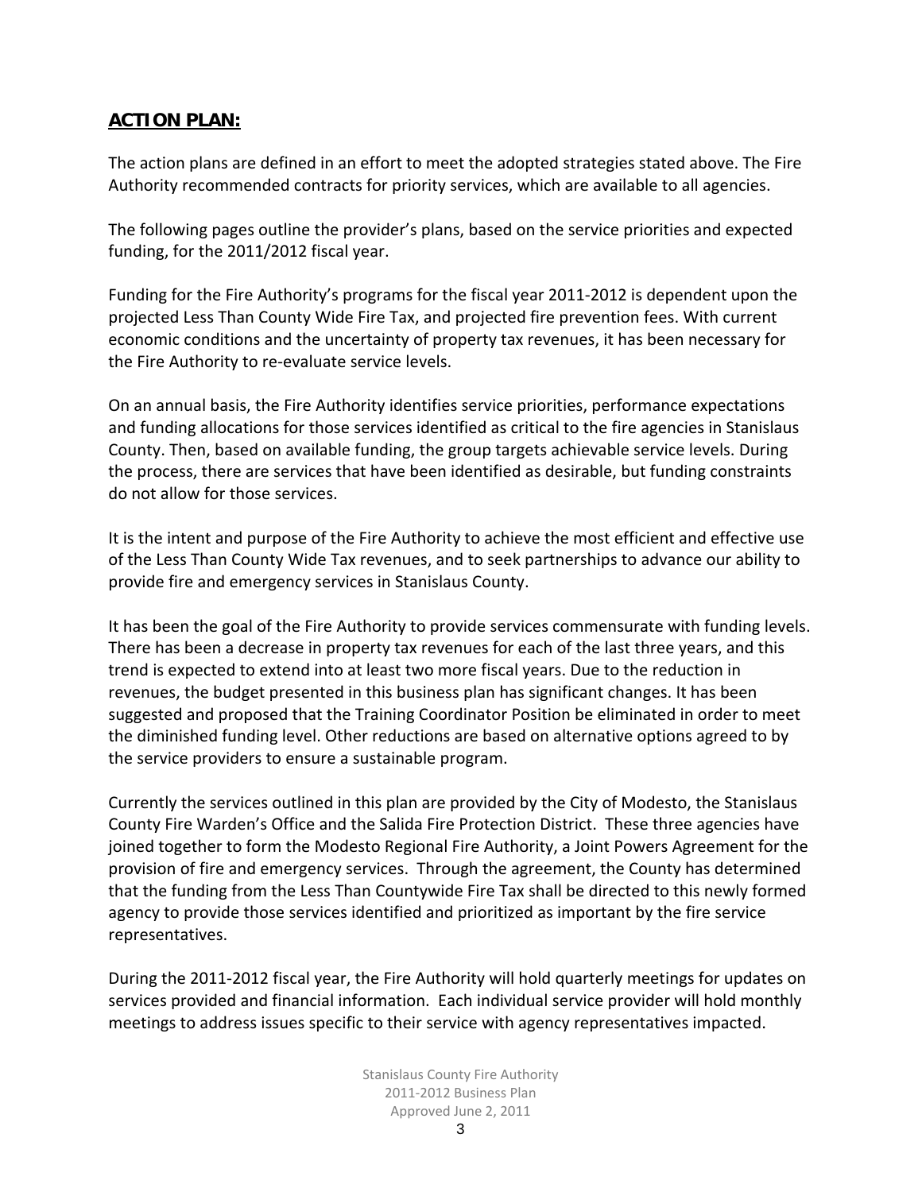## **ACTION PLAN:**

The action plans are defined in an effort to meet the adopted strategies stated above. The Fire Authority recommended contracts for priority services, which are available to all agencies.

The following pages outline the provider's plans, based on the service priorities and expected funding, for the 2011/2012 fiscal year.

Funding for the Fire Authority's programs for the fiscal year 2011-2012 is dependent upon the projected Less Than County Wide Fire Tax, and projected fire prevention fees. With current economic conditions and the uncertainty of property tax revenues, it has been necessary for the Fire Authority to re-evaluate service levels.

On an annual basis, the Fire Authority identifies service priorities, performance expectations and funding allocations for those services identified as critical to the fire agencies in Stanislaus County. Then, based on available funding, the group targets achievable service levels. During the process, there are services that have been identified as desirable, but funding constraints do not allow for those services.

It is the intent and purpose of the Fire Authority to achieve the most efficient and effective use of the Less Than County Wide Tax revenues, and to seek partnerships to advance our ability to provide fire and emergency services in Stanislaus County.

It has been the goal of the Fire Authority to provide services commensurate with funding levels. There has been a decrease in property tax revenues for each of the last three years, and this trend is expected to extend into at least two more fiscal years. Due to the reduction in revenues, the budget presented in this business plan has significant changes. It has been suggested and proposed that the Training Coordinator Position be eliminated in order to meet the diminished funding level. Other reductions are based on alternative options agreed to by the service providers to ensure a sustainable program.

Currently the services outlined in this plan are provided by the City of Modesto, the Stanislaus County Fire Warden's Office and the Salida Fire Protection District. These three agencies have joined together to form the Modesto Regional Fire Authority, a Joint Powers Agreement for the provision of fire and emergency services. Through the agreement, the County has determined that the funding from the Less Than Countywide Fire Tax shall be directed to this newly formed agency to provide those services identified and prioritized as important by the fire service representatives.

During the 2011-2012 fiscal year, the Fire Authority will hold quarterly meetings for updates on services provided and financial information. Each individual service provider will hold monthly meetings to address issues specific to their service with agency representatives impacted.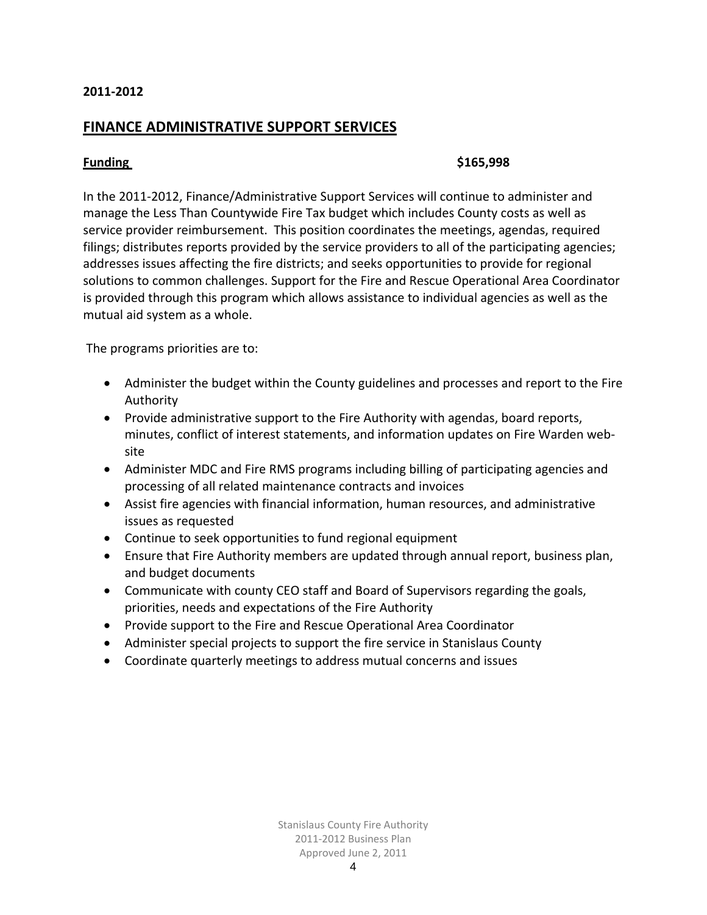**2011-2012**

## FINANCE ADMINISTRATIVE SUPPORT SERVICES

**Funding** **$165,998**

In the 2011-2012, Finance/Administrative Support Services will continue to administer and manage the Less Than Countywide Fire Tax budget which includes County costs as well as service provider reimbursement. This position coordinates the meetings, agendas, required filings; distributes reports provided by the service providers to all of the participating agencies; addresses issues affecting the fire districts; and seeks opportunities to provide for regional solutions to common challenges. Support for the Fire and Rescue Operational Area Coordinator is provided through this program which allows assistance to individual agencies as well as the mutual aid system as a whole.

The programs priorities are to:

- Administer the budget within the County guidelines and processes and report to the Fire Authority
- Provide administrative support to the Fire Authority with agendas, board reports, minutes, conflict of interest statements, and information updates on Fire Warden web-site
- Administer MDC and Fire RMS programs including billing of participating agencies and processing of all related maintenance contracts and invoices
- Assist fire agencies with financial information, human resources, and administrative issues as requested
- Continue to seek opportunities to fund regional equipment
- Ensure that Fire Authority members are updated through annual report, business plan, and budget documents
- Communicate with county CEO staff and Board of Supervisors regarding the goals, priorities, needs and expectations of the Fire Authority
- Provide support to the Fire and Rescue Operational Area Coordinator
- Administer special projects to support the fire service in Stanislaus County
- Coordinate quarterly meetings to address mutual concerns and issues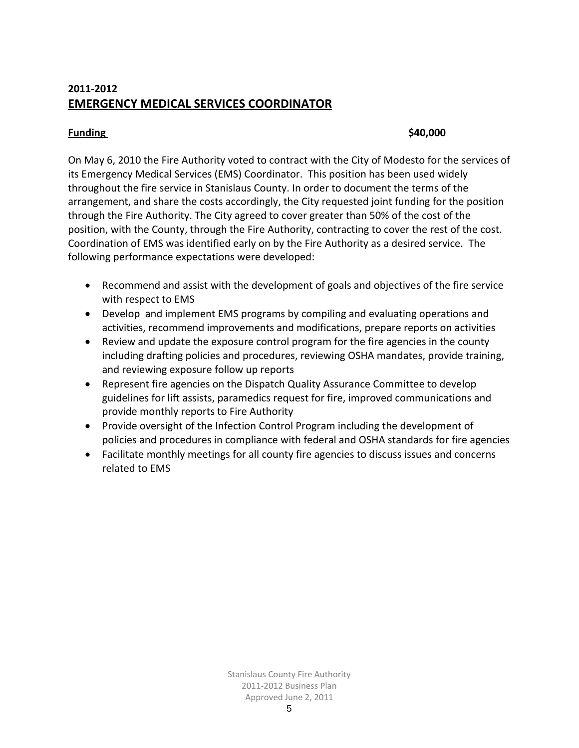## 2011-2012
## EMERGENCY MEDICAL SERVICES COORDINATOR

**Funding** **$40,000**

On May 6, 2010 the Fire Authority voted to contract with the City of Modesto for the services of its Emergency Medical Services (EMS) Coordinator. This position has been used widely throughout the fire service in Stanislaus County. In order to document the terms of the arrangement, and share the costs accordingly, the City requested joint funding for the position through the Fire Authority. The City agreed to cover greater than 50% of the cost of the position, with the County, through the Fire Authority, contracting to cover the rest of the cost. Coordination of EMS was identified early on by the Fire Authority as a desired service. The following performance expectations were developed:

- Recommend and assist with the development of goals and objectives of the fire service with respect to EMS
- Develop and implement EMS programs by compiling and evaluating operations and activities, recommend improvements and modifications, prepare reports on activities
- Review and update the exposure control program for the fire agencies in the county including drafting policies and procedures, reviewing OSHA mandates, provide training, and reviewing exposure follow up reports
- Represent fire agencies on the Dispatch Quality Assurance Committee to develop guidelines for lift assists, paramedics request for fire, improved communications and provide monthly reports to Fire Authority
- Provide oversight of the Infection Control Program including the development of policies and procedures in compliance with federal and OSHA standards for fire agencies
- Facilitate monthly meetings for all county fire agencies to discuss issues and concerns related to EMS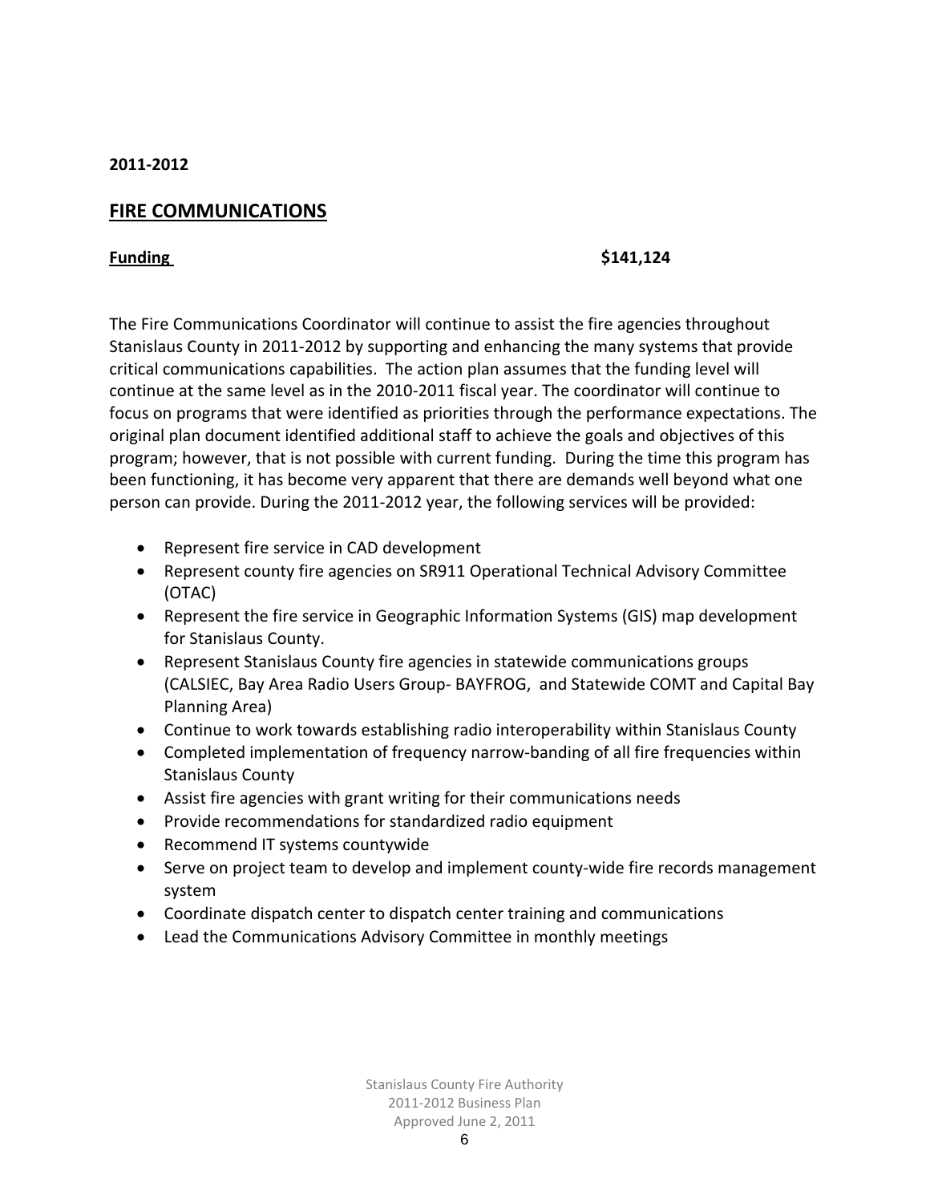**2011-2012**

## FIRE COMMUNICATIONS

**Funding** **$141,124**

The Fire Communications Coordinator will continue to assist the fire agencies throughout Stanislaus County in 2011-2012 by supporting and enhancing the many systems that provide critical communications capabilities. The action plan assumes that the funding level will continue at the same level as in the 2010-2011 fiscal year. The coordinator will continue to focus on programs that were identified as priorities through the performance expectations. The original plan document identified additional staff to achieve the goals and objectives of this program; however, that is not possible with current funding. During the time this program has been functioning, it has become very apparent that there are demands well beyond what one person can provide. During the 2011-2012 year, the following services will be provided:

- Represent fire service in CAD development
- Represent county fire agencies on SR911 Operational Technical Advisory Committee (OTAC)
- Represent the fire service in Geographic Information Systems (GIS) map development for Stanislaus County.
- Represent Stanislaus County fire agencies in statewide communications groups (CALSIEC, Bay Area Radio Users Group- BAYFROG, and Statewide COMT and Capital Bay Planning Area)
- Continue to work towards establishing radio interoperability within Stanislaus County
- Completed implementation of frequency narrow-banding of all fire frequencies within Stanislaus County
- Assist fire agencies with grant writing for their communications needs
- Provide recommendations for standardized radio equipment
- Recommend IT systems countywide
- Serve on project team to develop and implement county-wide fire records management system
- Coordinate dispatch center to dispatch center training and communications
- Lead the Communications Advisory Committee in monthly meetings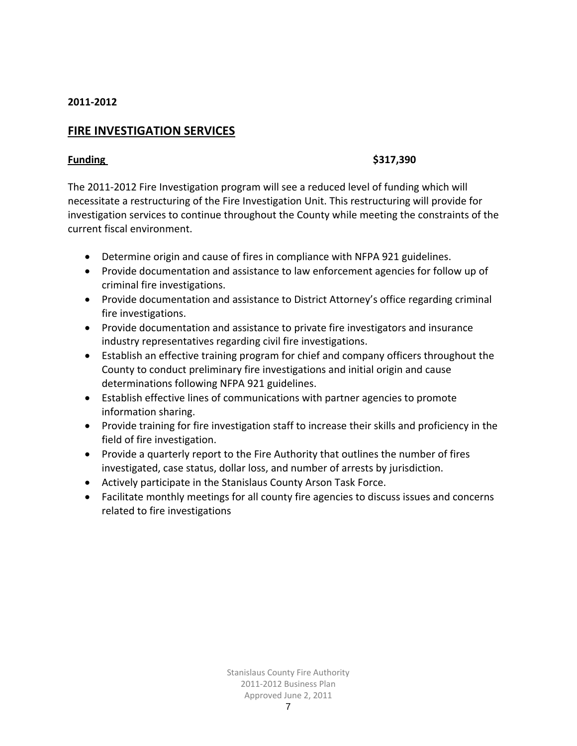**2011-2012**

## FIRE INVESTIGATION SERVICES

**Funding** **$317,390**

The 2011-2012 Fire Investigation program will see a reduced level of funding which will necessitate a restructuring of the Fire Investigation Unit. This restructuring will provide for investigation services to continue throughout the County while meeting the constraints of the current fiscal environment.

- Determine origin and cause of fires in compliance with NFPA 921 guidelines.
- Provide documentation and assistance to law enforcement agencies for follow up of criminal fire investigations.
- Provide documentation and assistance to District Attorney's office regarding criminal fire investigations.
- Provide documentation and assistance to private fire investigators and insurance industry representatives regarding civil fire investigations.
- Establish an effective training program for chief and company officers throughout the County to conduct preliminary fire investigations and initial origin and cause determinations following NFPA 921 guidelines.
- Establish effective lines of communications with partner agencies to promote information sharing.
- Provide training for fire investigation staff to increase their skills and proficiency in the field of fire investigation.
- Provide a quarterly report to the Fire Authority that outlines the number of fires investigated, case status, dollar loss, and number of arrests by jurisdiction.
- Actively participate in the Stanislaus County Arson Task Force.
- Facilitate monthly meetings for all county fire agencies to discuss issues and concerns related to fire investigations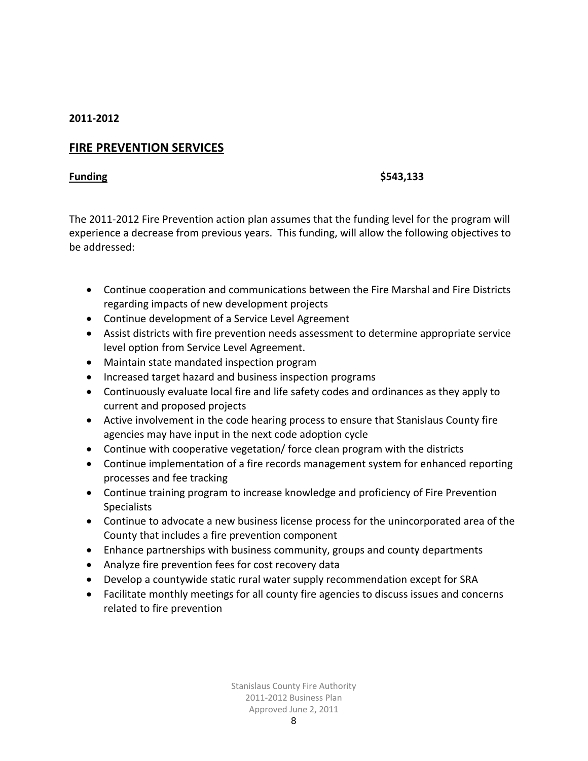**2011-2012**

## FIRE PREVENTION SERVICES

**Funding** **$543,133**

The 2011-2012 Fire Prevention action plan assumes that the funding level for the program will experience a decrease from previous years. This funding, will allow the following objectives to be addressed:

- Continue cooperation and communications between the Fire Marshal and Fire Districts regarding impacts of new development projects
- Continue development of a Service Level Agreement
- Assist districts with fire prevention needs assessment to determine appropriate service level option from Service Level Agreement.
- Maintain state mandated inspection program
- Increased target hazard and business inspection programs
- Continuously evaluate local fire and life safety codes and ordinances as they apply to current and proposed projects
- Active involvement in the code hearing process to ensure that Stanislaus County fire agencies may have input in the next code adoption cycle
- Continue with cooperative vegetation/ force clean program with the districts
- Continue implementation of a fire records management system for enhanced reporting processes and fee tracking
- Continue training program to increase knowledge and proficiency of Fire Prevention Specialists
- Continue to advocate a new business license process for the unincorporated area of the County that includes a fire prevention component
- Enhance partnerships with business community, groups and county departments
- Analyze fire prevention fees for cost recovery data
- Develop a countywide static rural water supply recommendation except for SRA
- Facilitate monthly meetings for all county fire agencies to discuss issues and concerns related to fire prevention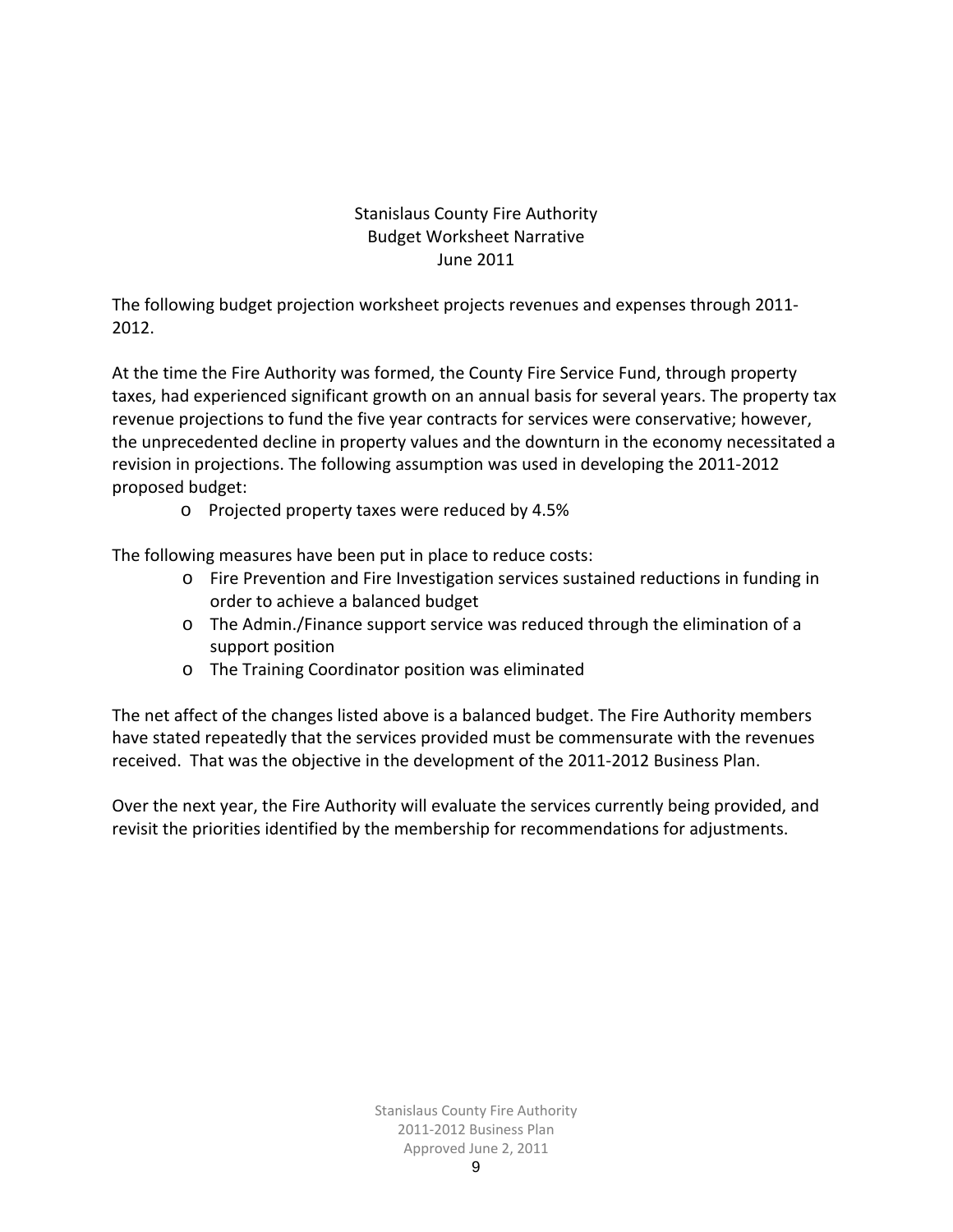# Stanislaus County Fire Authority
## Budget Worksheet Narrative
### June 2011

The following budget projection worksheet projects revenues and expenses through 2011-2012.

At the time the Fire Authority was formed, the County Fire Service Fund, through property taxes, had experienced significant growth on an annual basis for several years. The property tax revenue projections to fund the five year contracts for services were conservative; however, the unprecedented decline in property values and the downturn in the economy necessitated a revision in projections. The following assumption was used in developing the 2011-2012 proposed budget:

- Projected property taxes were reduced by 4.5%

The following measures have been put in place to reduce costs:

- Fire Prevention and Fire Investigation services sustained reductions in funding in order to achieve a balanced budget
- The Admin./Finance support service was reduced through the elimination of a support position
- The Training Coordinator position was eliminated

The net affect of the changes listed above is a balanced budget. The Fire Authority members have stated repeatedly that the services provided must be commensurate with the revenues received. That was the objective in the development of the 2011-2012 Business Plan.

Over the next year, the Fire Authority will evaluate the services currently being provided, and revisit the priorities identified by the membership for recommendations for adjustments.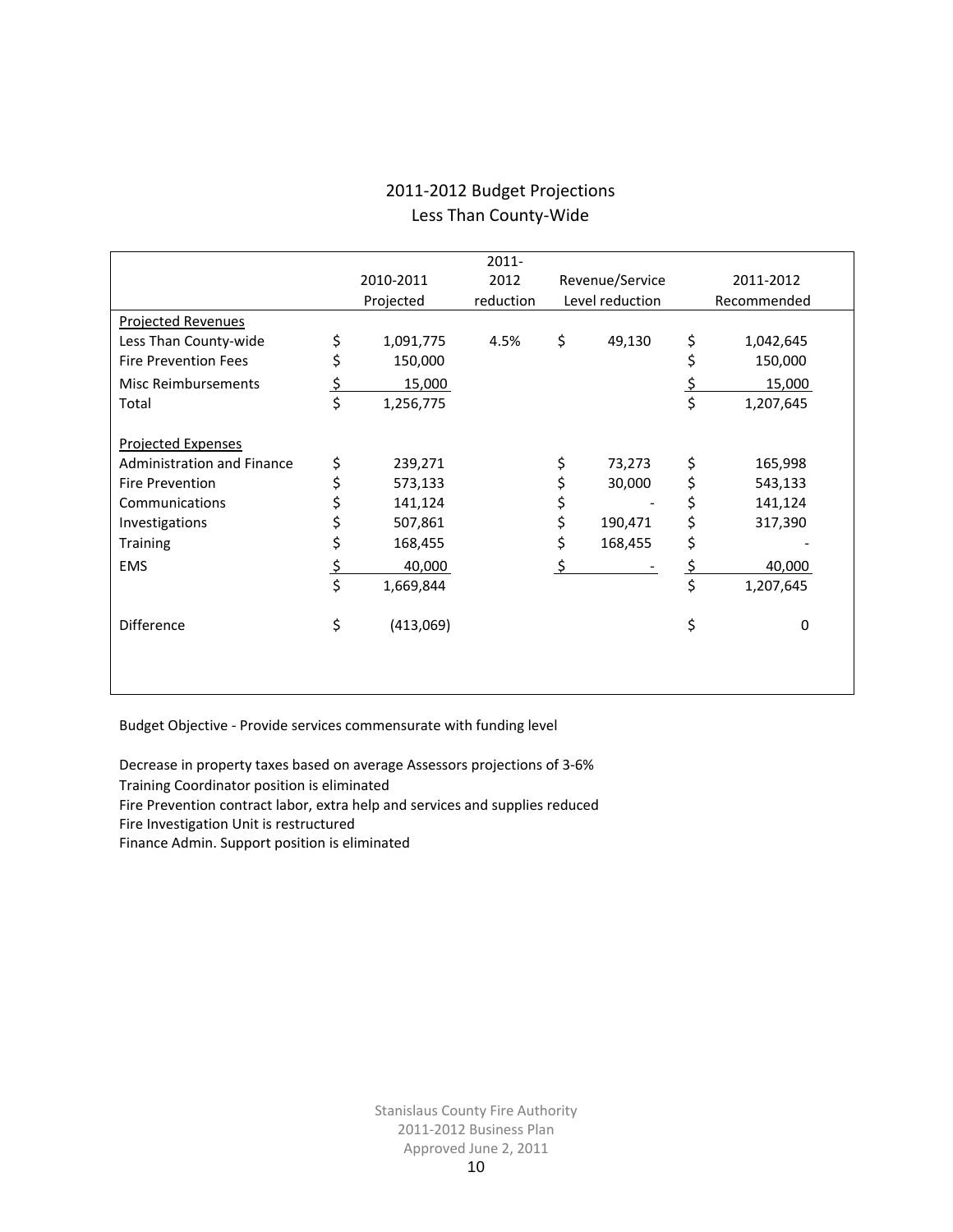## 2011-2012 Budget Projections
### Less Than County-Wide

| | 2010-2011 Projected | 2011-2012 reduction | Revenue/Service Level reduction | 2011-2012 Recommended |
|---|---|---|---|---|
| Projected Revenues | | | | |
| Less Than County-wide | $ 1,091,775 | 4.5% | $ 49,130 | $ 1,042,645 |
| Fire Prevention Fees | $ 150,000 | | | $ 150,000 |
| Misc Reimbursements | $ 15,000 | | | $ 15,000 |
| Total | $ 1,256,775 | | | $ 1,207,645 |
| | | | | |
| Projected Expenses | | | | |
| Administration and Finance | $ 239,271 | | $ 73,273 | $ 165,998 |
| Fire Prevention | $ 573,133 | | $ 30,000 | $ 543,133 |
| Communications | $ 141,124 | | $ - | $ 141,124 |
| Investigations | $ 507,861 | | $ 190,471 | $ 317,390 |
| Training | $ 168,455 | | $ 168,455 | $ - |
| EMS | $ 40,000 | | $ - | $ 40,000 |
| | $ 1,669,844 | | | $ 1,207,645 |
| | | | | |
| Difference | $ (413,069) | | | $ 0 |

Budget Objective - Provide services commensurate with funding level

Decrease in property taxes based on average Assessors projections of 3-6%
Training Coordinator position is eliminated
Fire Prevention contract labor, extra help and services and supplies reduced
Fire Investigation Unit is restructured
Finance Admin. Support position is eliminated